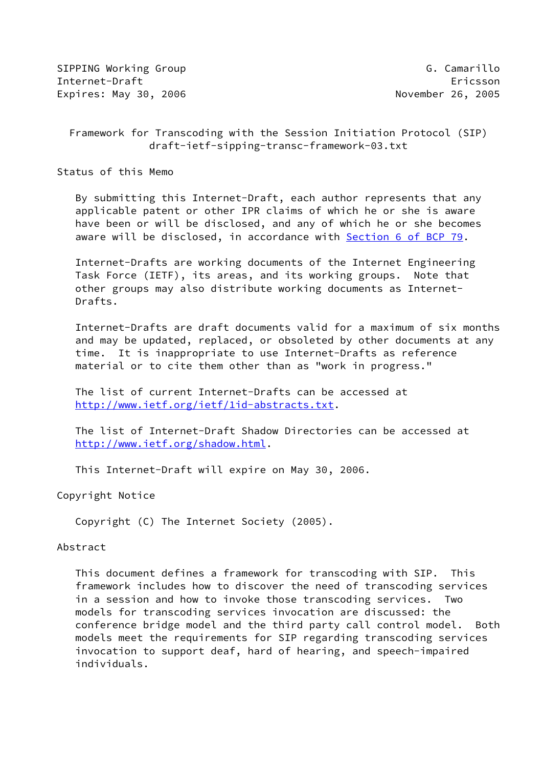SIPPING Working Group G. Camarillo
Internet-Draft Ericsson
Expires: May 30, 2006 November 26, 2005

# Framework for Transcoding with the Session Initiation Protocol (SIP)
draft-ietf-sipping-transc-framework-03.txt

## Status of this Memo

By submitting this Internet-Draft, each author represents that any applicable patent or other IPR claims of which he or she is aware have been or will be disclosed, and any of which he or she becomes aware will be disclosed, in accordance with Section 6 of BCP 79.

Internet-Drafts are working documents of the Internet Engineering Task Force (IETF), its areas, and its working groups. Note that other groups may also distribute working documents as Internet-Drafts.

Internet-Drafts are draft documents valid for a maximum of six months and may be updated, replaced, or obsoleted by other documents at any time. It is inappropriate to use Internet-Drafts as reference material or to cite them other than as "work in progress."

The list of current Internet-Drafts can be accessed at http://www.ietf.org/ietf/1id-abstracts.txt.

The list of Internet-Draft Shadow Directories can be accessed at http://www.ietf.org/shadow.html.

This Internet-Draft will expire on May 30, 2006.

## Copyright Notice

Copyright (C) The Internet Society (2005).

## Abstract

This document defines a framework for transcoding with SIP. This framework includes how to discover the need of transcoding services in a session and how to invoke those transcoding services. Two models for transcoding services invocation are discussed: the conference bridge model and the third party call control model. Both models meet the requirements for SIP regarding transcoding services invocation to support deaf, hard of hearing, and speech-impaired individuals.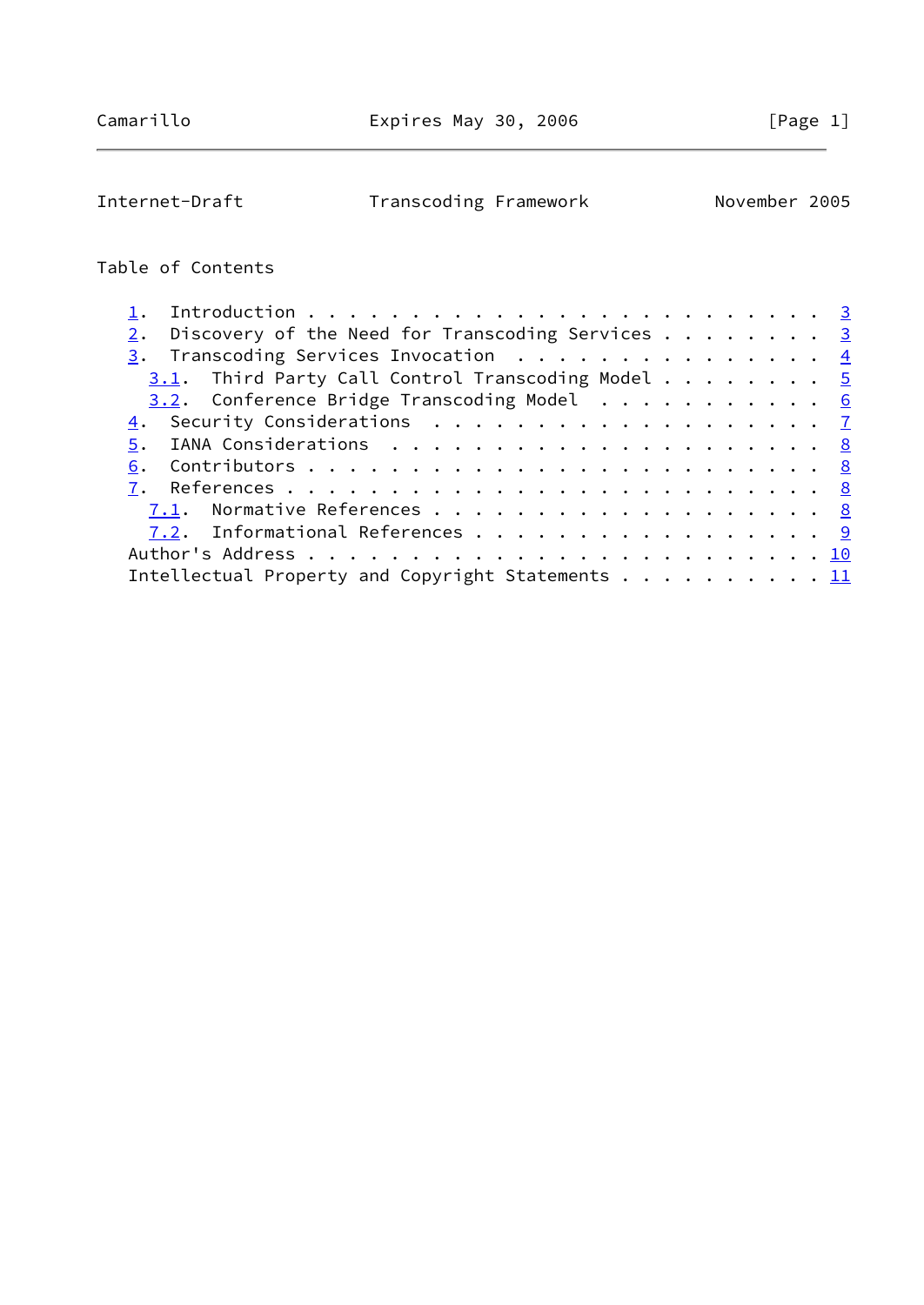Table of Contents

```
   1.  Introduction . . . . . . . . . . . . . . . . . . . . . . . . .  3
   2.  Discovery of the Need for Transcoding Services . . . . . . . .  3
   3.  Transcoding Services Invocation  . . . . . . . . . . . . . . .  4
     3.1.  Third Party Call Control Transcoding Model . . . . . . . .  5
     3.2.  Conference Bridge Transcoding Model  . . . . . . . . . . .  6
   4.  Security Considerations  . . . . . . . . . . . . . . . . . . .  7
   5.  IANA Considerations  . . . . . . . . . . . . . . . . . . . . .  8
   6.  Contributors . . . . . . . . . . . . . . . . . . . . . . . . .  8
   7.  References . . . . . . . . . . . . . . . . . . . . . . . . . .  8
     7.1.  Normative References . . . . . . . . . . . . . . . . . . .  8
     7.2.  Informational References . . . . . . . . . . . . . . . . .  9
   Author's Address . . . . . . . . . . . . . . . . . . . . . . . . . 10
   Intellectual Property and Copyright Statements . . . . . . . . . . 11
```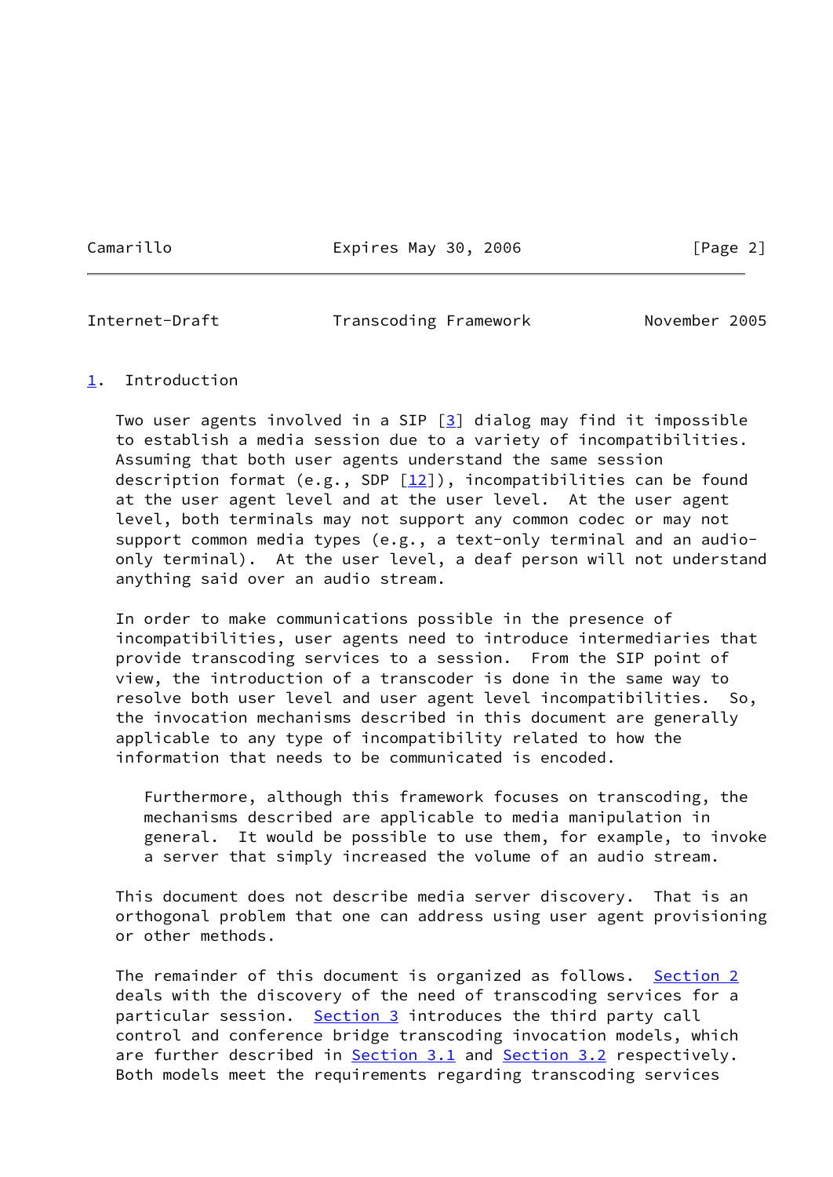## 1. Introduction

Two user agents involved in a SIP [3] dialog may find it impossible to establish a media session due to a variety of incompatibilities. Assuming that both user agents understand the same session description format (e.g., SDP [12]), incompatibilities can be found at the user agent level and at the user level. At the user agent level, both terminals may not support any common codec or may not support common media types (e.g., a text-only terminal and an audio-only terminal). At the user level, a deaf person will not understand anything said over an audio stream.

In order to make communications possible in the presence of incompatibilities, user agents need to introduce intermediaries that provide transcoding services to a session. From the SIP point of view, the introduction of a transcoder is done in the same way to resolve both user level and user agent level incompatibilities. So, the invocation mechanisms described in this document are generally applicable to any type of incompatibility related to how the information that needs to be communicated is encoded.

> Furthermore, although this framework focuses on transcoding, the mechanisms described are applicable to media manipulation in general. It would be possible to use them, for example, to invoke a server that simply increased the volume of an audio stream.

This document does not describe media server discovery. That is an orthogonal problem that one can address using user agent provisioning or other methods.

The remainder of this document is organized as follows. Section 2 deals with the discovery of the need of transcoding services for a particular session. Section 3 introduces the third party call control and conference bridge transcoding invocation models, which are further described in Section 3.1 and Section 3.2 respectively. Both models meet the requirements regarding transcoding services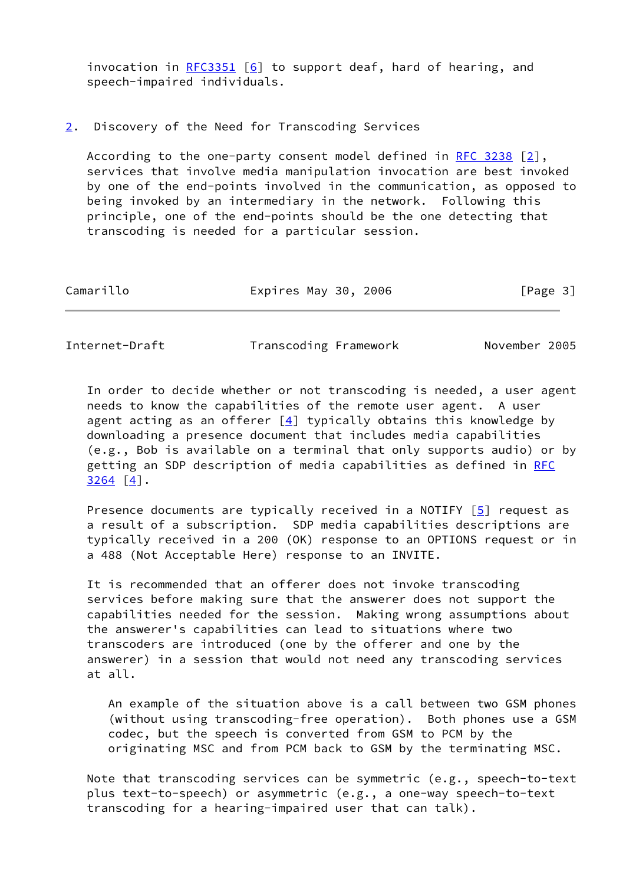invocation in RFC3351 [6] to support deaf, hard of hearing, and speech-impaired individuals.

## 2. Discovery of the Need for Transcoding Services

According to the one-party consent model defined in RFC 3238 [2], services that involve media manipulation invocation are best invoked by one of the end-points involved in the communication, as opposed to being invoked by an intermediary in the network. Following this principle, one of the end-points should be the one detecting that transcoding is needed for a particular session.

In order to decide whether or not transcoding is needed, a user agent needs to know the capabilities of the remote user agent. A user agent acting as an offerer [4] typically obtains this knowledge by downloading a presence document that includes media capabilities (e.g., Bob is available on a terminal that only supports audio) or by getting an SDP description of media capabilities as defined in RFC 3264 [4].

Presence documents are typically received in a NOTIFY [5] request as a result of a subscription. SDP media capabilities descriptions are typically received in a 200 (OK) response to an OPTIONS request or in a 488 (Not Acceptable Here) response to an INVITE.

It is recommended that an offerer does not invoke transcoding services before making sure that the answerer does not support the capabilities needed for the session. Making wrong assumptions about the answerer's capabilities can lead to situations where two transcoders are introduced (one by the offerer and one by the answerer) in a session that would not need any transcoding services at all.

> An example of the situation above is a call between two GSM phones (without using transcoding-free operation). Both phones use a GSM codec, but the speech is converted from GSM to PCM by the originating MSC and from PCM back to GSM by the terminating MSC.

Note that transcoding services can be symmetric (e.g., speech-to-text plus text-to-speech) or asymmetric (e.g., a one-way speech-to-text transcoding for a hearing-impaired user that can talk).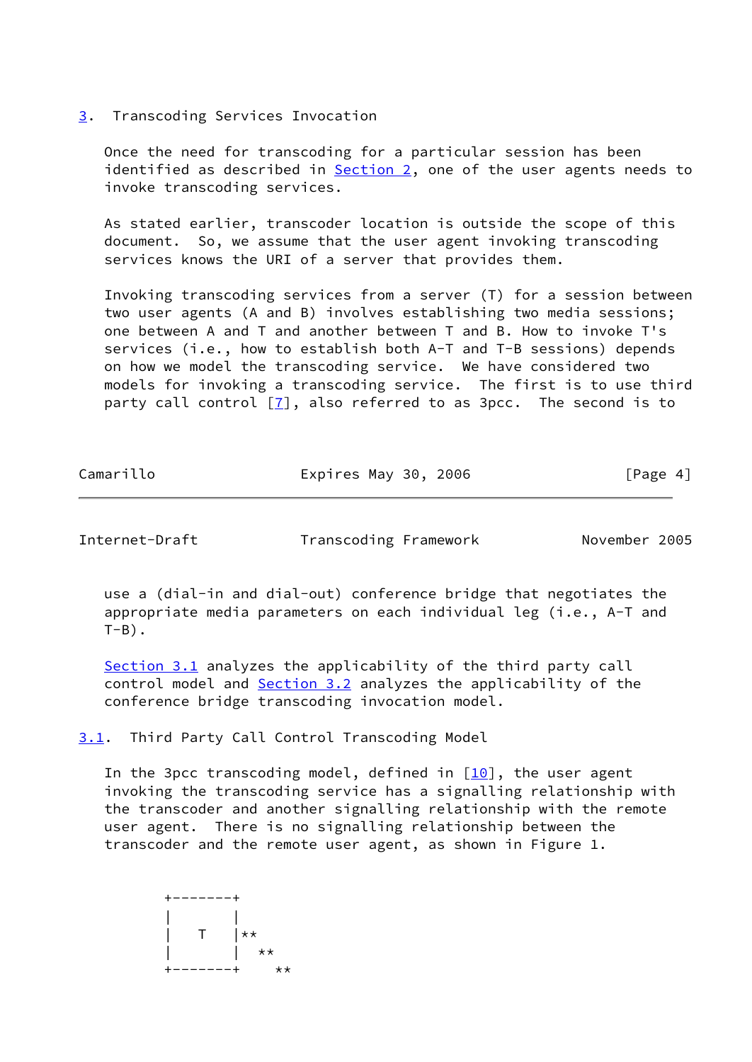## 3. Transcoding Services Invocation

Once the need for transcoding for a particular session has been identified as described in Section 2, one of the user agents needs to invoke transcoding services.

As stated earlier, transcoder location is outside the scope of this document. So, we assume that the user agent invoking transcoding services knows the URI of a server that provides them.

Invoking transcoding services from a server (T) for a session between two user agents (A and B) involves establishing two media sessions; one between A and T and another between T and B. How to invoke T's services (i.e., how to establish both A-T and T-B sessions) depends on how we model the transcoding service. We have considered two models for invoking a transcoding service. The first is to use third party call control [7], also referred to as 3pcc. The second is to use a (dial-in and dial-out) conference bridge that negotiates the appropriate media parameters on each individual leg (i.e., A-T and T-B).

Section 3.1 analyzes the applicability of the third party call control model and Section 3.2 analyzes the applicability of the conference bridge transcoding invocation model.

### 3.1. Third Party Call Control Transcoding Model

In the 3pcc transcoding model, defined in [10], the user agent invoking the transcoding service has a signalling relationship with the transcoder and another signalling relationship with the remote user agent. There is no signalling relationship between the transcoder and the remote user agent, as shown in Figure 1.

```
      +-------+
      |       |
      |   T   |**
      |       |  **
      +-------+    **
```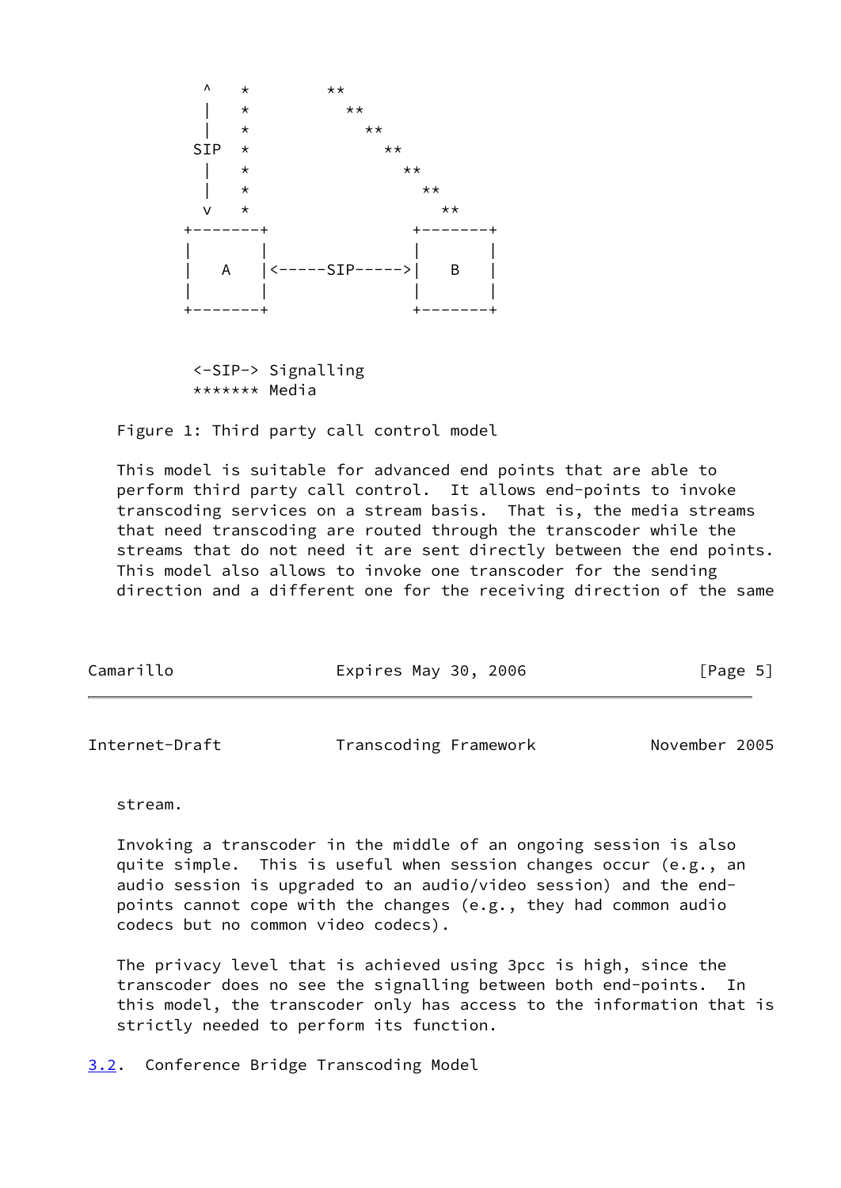```
          ^   *        **
          |   *          **
          |   *            **
         SIP  *              **
          |   *                **
          |   *                  **
          v   *                    **
        +-------+               +-------+
        |       |               |       |
        |   A   |<-----SIP----->|   B   |
        |       |               |       |
        +-------+               +-------+


         <-SIP-> Signalling
         ******* Media
```

Figure 1: Third party call control model

This model is suitable for advanced end points that are able to perform third party call control. It allows end-points to invoke transcoding services on a stream basis. That is, the media streams that need transcoding are routed through the transcoder while the streams that do not need it are sent directly between the end points. This model also allows to invoke one transcoder for the sending direction and a different one for the receiving direction of the same stream.

Invoking a transcoder in the middle of an ongoing session is also quite simple. This is useful when session changes occur (e.g., an audio session is upgraded to an audio/video session) and the end-points cannot cope with the changes (e.g., they had common audio codecs but no common video codecs).

The privacy level that is achieved using 3pcc is high, since the transcoder does no see the signalling between both end-points. In this model, the transcoder only has access to the information that is strictly needed to perform its function.

### 3.2. Conference Bridge Transcoding Model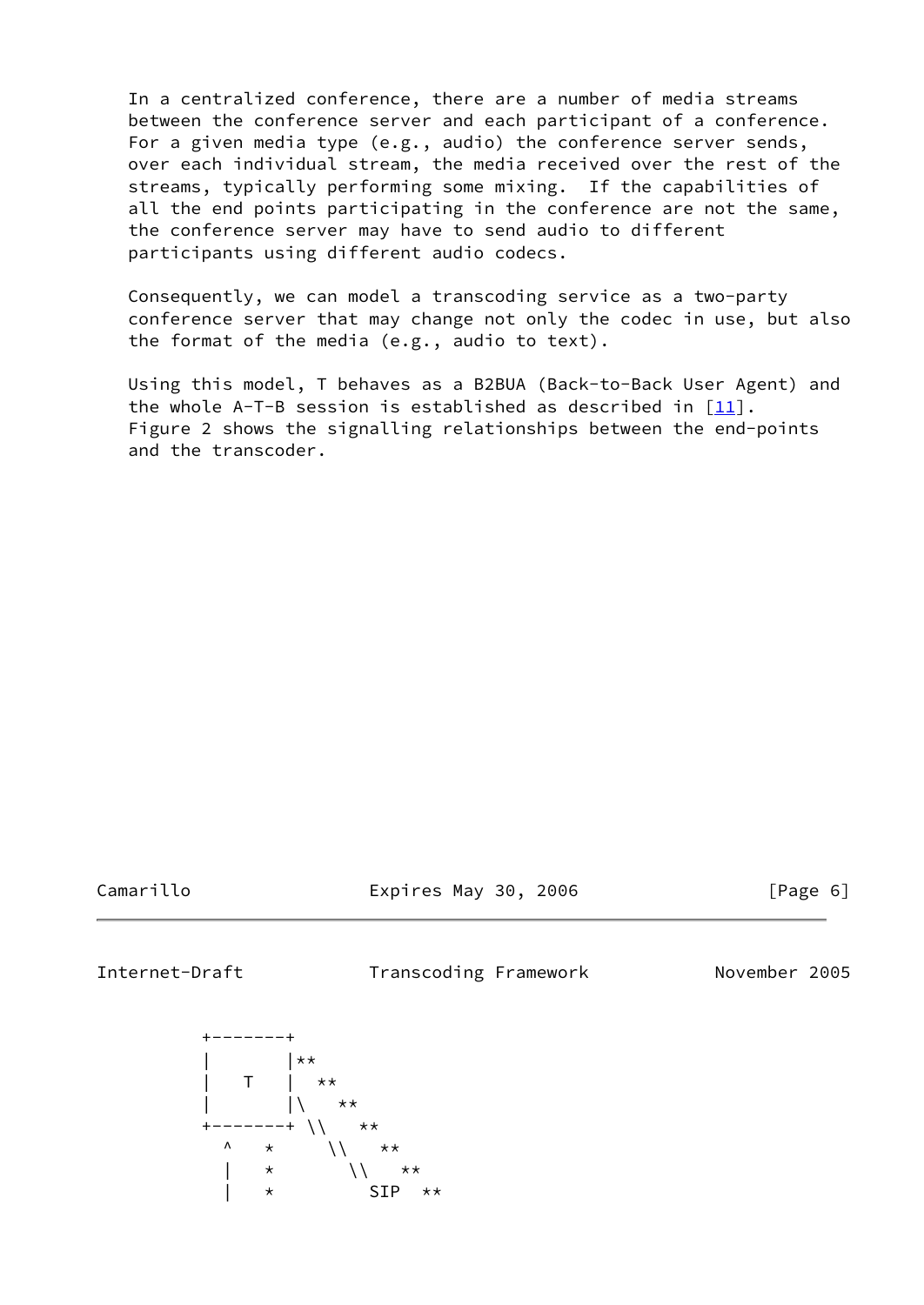In a centralized conference, there are a number of media streams between the conference server and each participant of a conference. For a given media type (e.g., audio) the conference server sends, over each individual stream, the media received over the rest of the streams, typically performing some mixing. If the capabilities of all the end points participating in the conference are not the same, the conference server may have to send audio to different participants using different audio codecs.

Consequently, we can model a transcoding service as a two-party conference server that may change not only the codec in use, but also the format of the media (e.g., audio to text).

Using this model, T behaves as a B2BUA (Back-to-Back User Agent) and the whole A-T-B session is established as described in [11]. Figure 2 shows the signalling relationships between the end-points and the transcoder.

```
          +-------+
          |       |**
          |   T   |  **
          |       |\   **
          +-------+ \\   **
            ^   *     \\   **
            |   *       \\   **
            |   *         SIP  **
```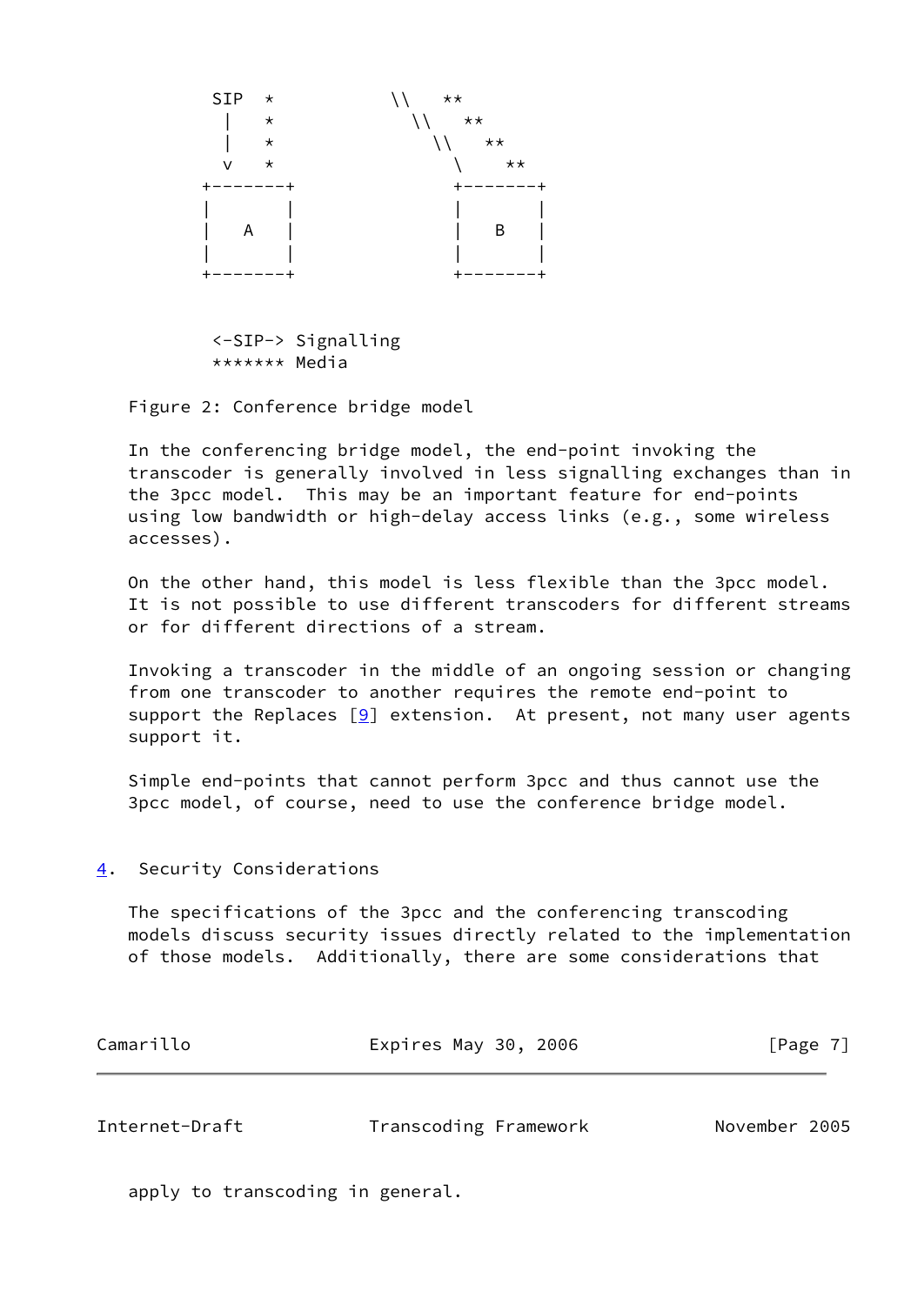```
          SIP  *           \\   **
           |   *             \\   **
           |   *               \\   **
           v   *                 \    **
         +-------+             +-------+
         |       |             |       |
         |   A   |             |   B   |
         |       |             |       |
         +-------+             +-------+


          <-SIP-> Signalling
          ******* Media
```

Figure 2: Conference bridge model

In the conferencing bridge model, the end-point invoking the transcoder is generally involved in less signalling exchanges than in the 3pcc model. This may be an important feature for end-points using low bandwidth or high-delay access links (e.g., some wireless accesses).

On the other hand, this model is less flexible than the 3pcc model. It is not possible to use different transcoders for different streams or for different directions of a stream.

Invoking a transcoder in the middle of an ongoing session or changing from one transcoder to another requires the remote end-point to support the Replaces [9] extension. At present, not many user agents support it.

Simple end-points that cannot perform 3pcc and thus cannot use the 3pcc model, of course, need to use the conference bridge model.

## 4. Security Considerations

The specifications of the 3pcc and the conferencing transcoding models discuss security issues directly related to the implementation of those models. Additionally, there are some considerations that apply to transcoding in general.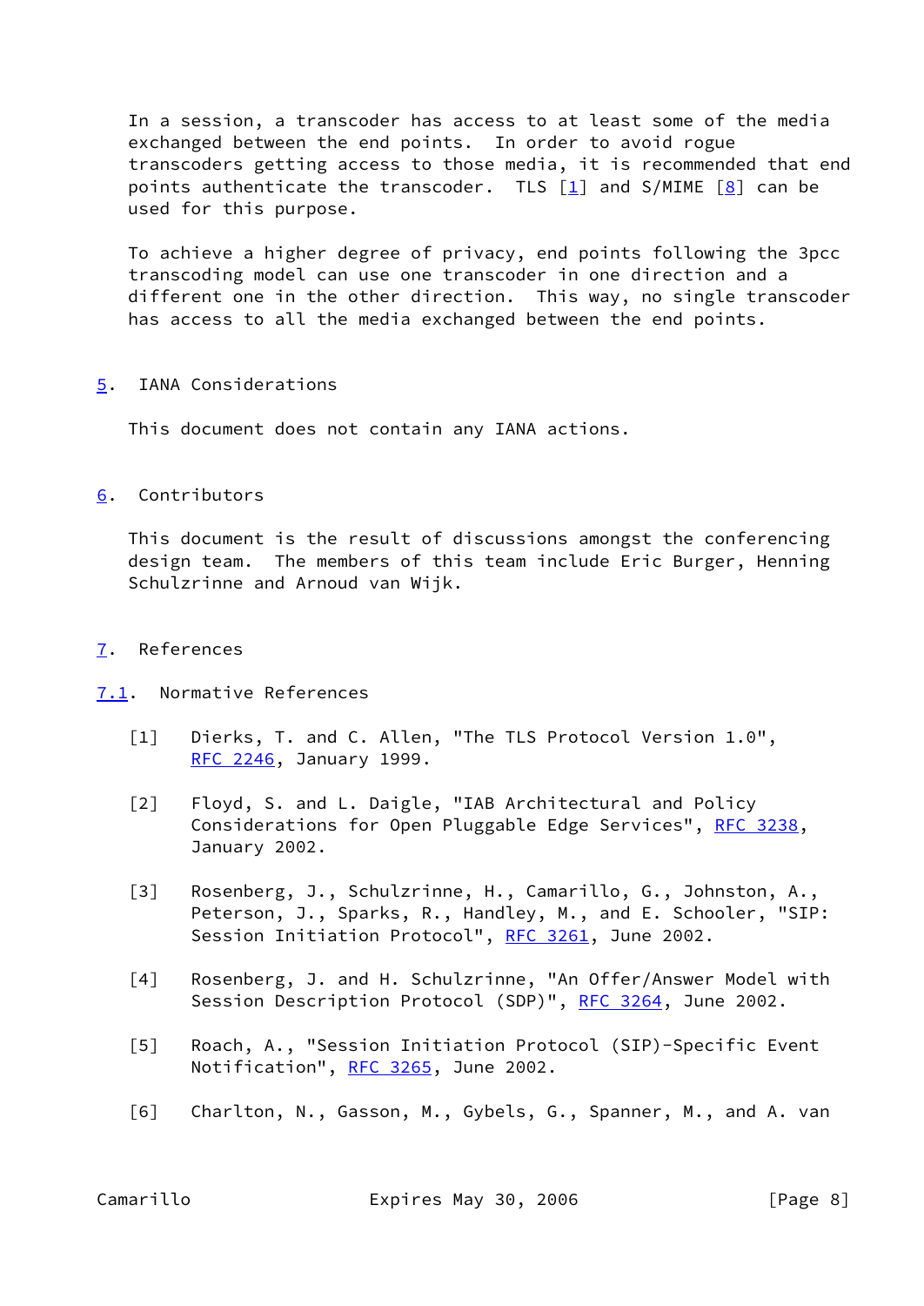In a session, a transcoder has access to at least some of the media exchanged between the end points. In order to avoid rogue transcoders getting access to those media, it is recommended that end points authenticate the transcoder. TLS [1] and S/MIME [8] can be used for this purpose.

To achieve a higher degree of privacy, end points following the 3pcc transcoding model can use one transcoder in one direction and a different one in the other direction. This way, no single transcoder has access to all the media exchanged between the end points.

## 5. IANA Considerations

This document does not contain any IANA actions.

## 6. Contributors

This document is the result of discussions amongst the conferencing design team. The members of this team include Eric Burger, Henning Schulzrinne and Arnoud van Wijk.

## 7. References

### 7.1. Normative References

[1] Dierks, T. and C. Allen, "The TLS Protocol Version 1.0", RFC 2246, January 1999.

[2] Floyd, S. and L. Daigle, "IAB Architectural and Policy Considerations for Open Pluggable Edge Services", RFC 3238, January 2002.

[3] Rosenberg, J., Schulzrinne, H., Camarillo, G., Johnston, A., Peterson, J., Sparks, R., Handley, M., and E. Schooler, "SIP: Session Initiation Protocol", RFC 3261, June 2002.

[4] Rosenberg, J. and H. Schulzrinne, "An Offer/Answer Model with Session Description Protocol (SDP)", RFC 3264, June 2002.

[5] Roach, A., "Session Initiation Protocol (SIP)-Specific Event Notification", RFC 3265, June 2002.

[6] Charlton, N., Gasson, M., Gybels, G., Spanner, M., and A. van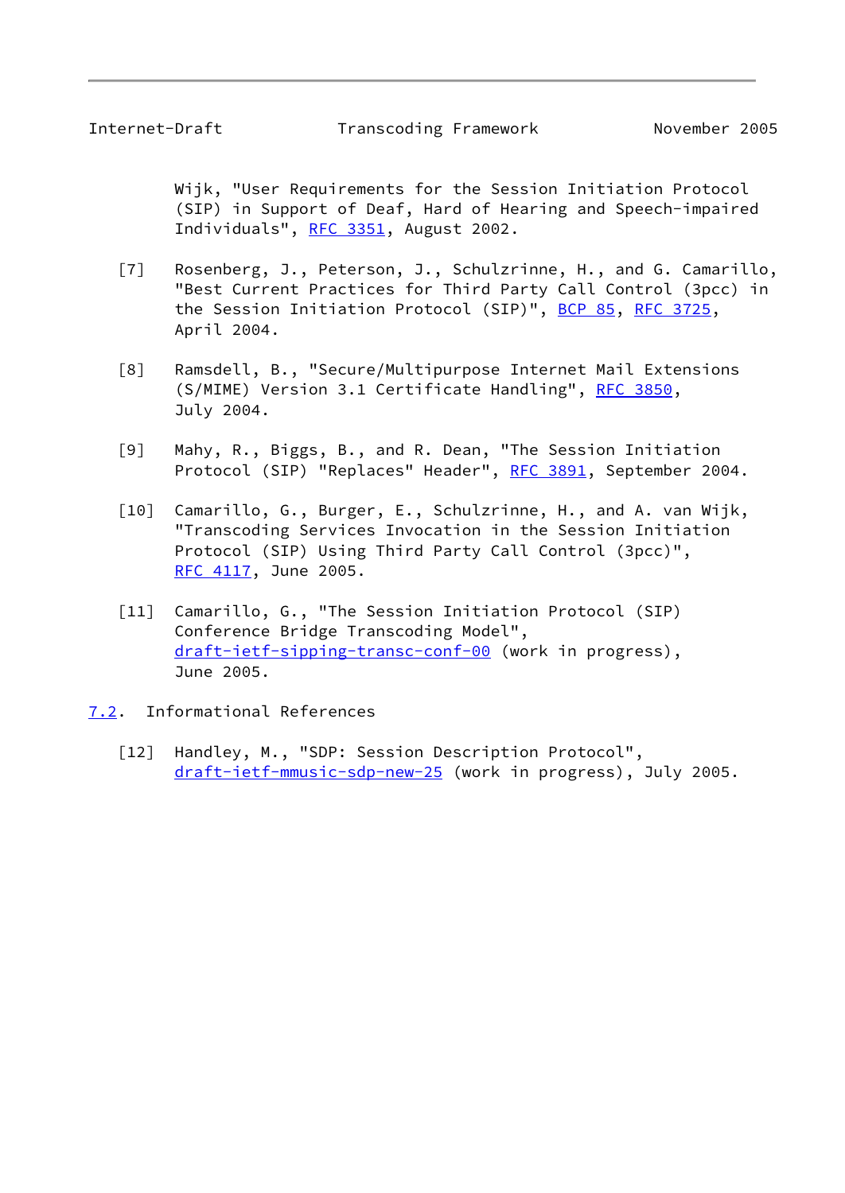Wijk, "User Requirements for the Session Initiation Protocol (SIP) in Support of Deaf, Hard of Hearing and Speech-impaired Individuals", RFC 3351, August 2002.

[7] Rosenberg, J., Peterson, J., Schulzrinne, H., and G. Camarillo, "Best Current Practices for Third Party Call Control (3pcc) in the Session Initiation Protocol (SIP)", BCP 85, RFC 3725, April 2004.

[8] Ramsdell, B., "Secure/Multipurpose Internet Mail Extensions (S/MIME) Version 3.1 Certificate Handling", RFC 3850, July 2004.

[9] Mahy, R., Biggs, B., and R. Dean, "The Session Initiation Protocol (SIP) "Replaces" Header", RFC 3891, September 2004.

[10] Camarillo, G., Burger, E., Schulzrinne, H., and A. van Wijk, "Transcoding Services Invocation in the Session Initiation Protocol (SIP) Using Third Party Call Control (3pcc)", RFC 4117, June 2005.

[11] Camarillo, G., "The Session Initiation Protocol (SIP) Conference Bridge Transcoding Model", draft-ietf-sipping-transc-conf-00 (work in progress), June 2005.

## 7.2. Informational References

[12] Handley, M., "SDP: Session Description Protocol", draft-ietf-mmusic-sdp-new-25 (work in progress), July 2005.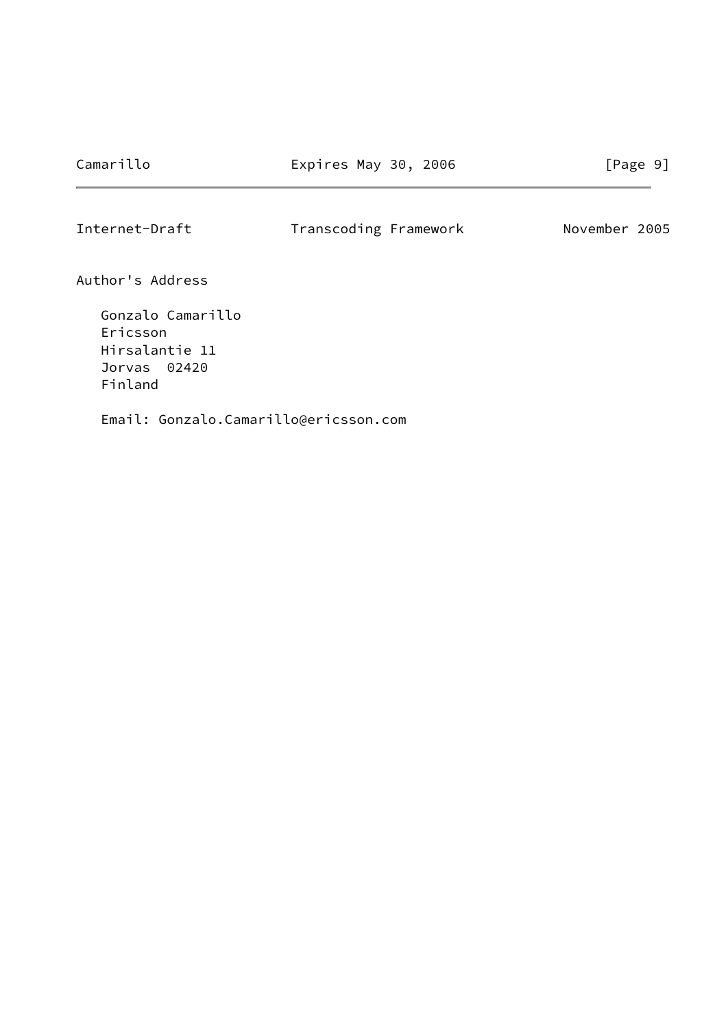## Author's Address

Gonzalo Camarillo
Ericsson
Hirsalantie 11
Jorvas  02420
Finland

Email: Gonzalo.Camarillo@ericsson.com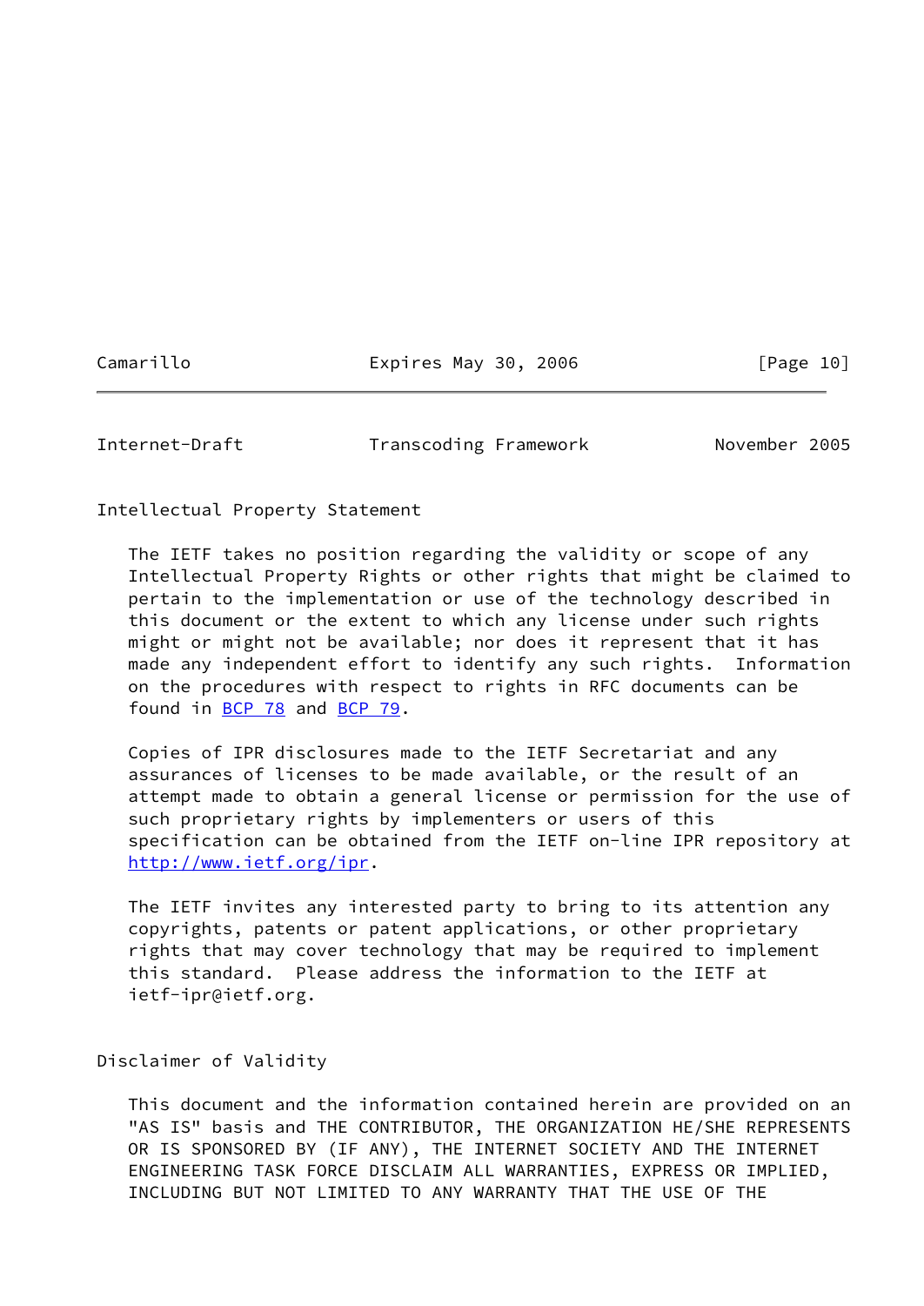## Intellectual Property Statement

The IETF takes no position regarding the validity or scope of any Intellectual Property Rights or other rights that might be claimed to pertain to the implementation or use of the technology described in this document or the extent to which any license under such rights might or might not be available; nor does it represent that it has made any independent effort to identify any such rights. Information on the procedures with respect to rights in RFC documents can be found in BCP 78 and BCP 79.

Copies of IPR disclosures made to the IETF Secretariat and any assurances of licenses to be made available, or the result of an attempt made to obtain a general license or permission for the use of such proprietary rights by implementers or users of this specification can be obtained from the IETF on-line IPR repository at http://www.ietf.org/ipr.

The IETF invites any interested party to bring to its attention any copyrights, patents or patent applications, or other proprietary rights that may cover technology that may be required to implement this standard. Please address the information to the IETF at ietf-ipr@ietf.org.

## Disclaimer of Validity

This document and the information contained herein are provided on an "AS IS" basis and THE CONTRIBUTOR, THE ORGANIZATION HE/SHE REPRESENTS OR IS SPONSORED BY (IF ANY), THE INTERNET SOCIETY AND THE INTERNET ENGINEERING TASK FORCE DISCLAIM ALL WARRANTIES, EXPRESS OR IMPLIED, INCLUDING BUT NOT LIMITED TO ANY WARRANTY THAT THE USE OF THE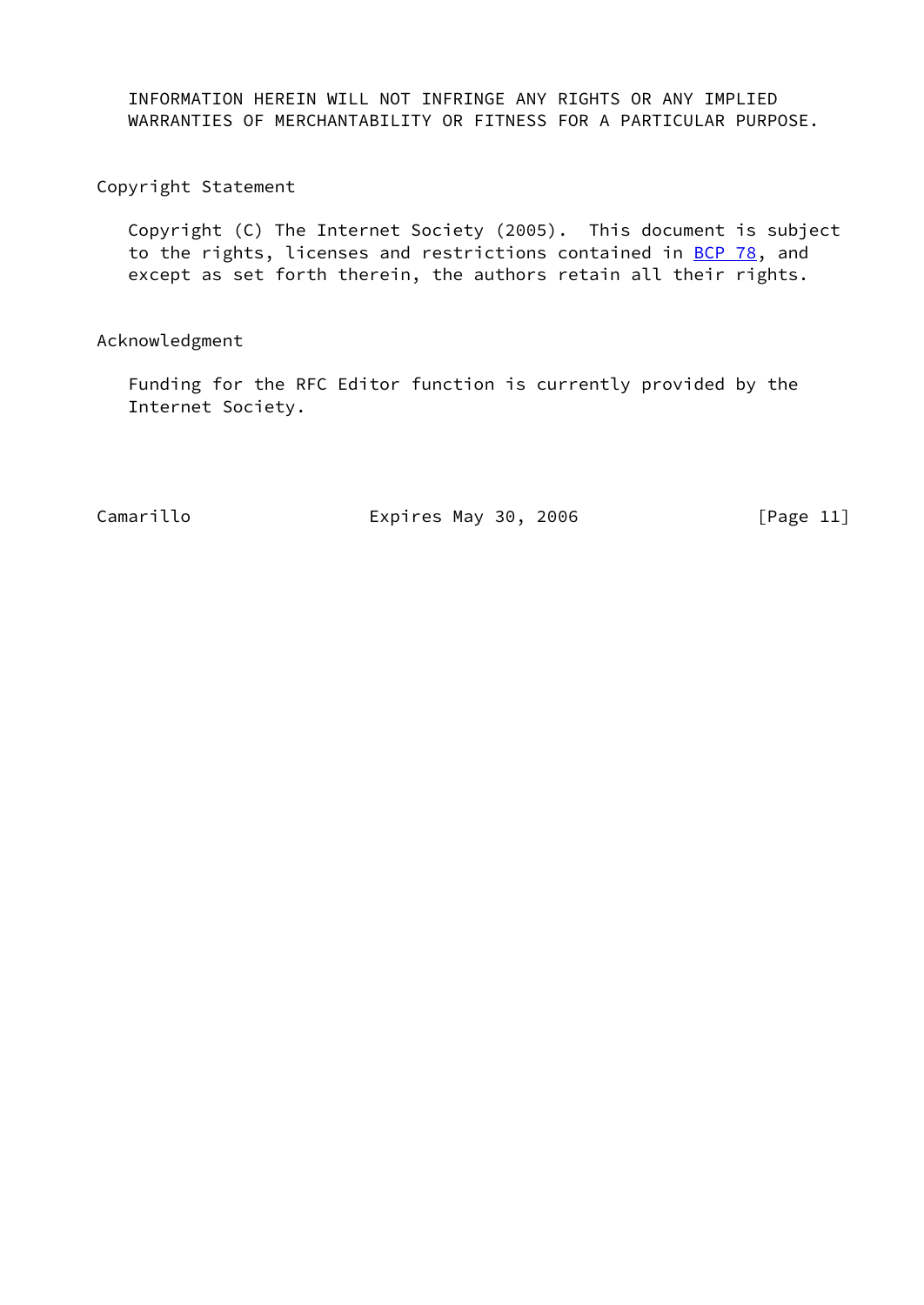INFORMATION HEREIN WILL NOT INFRINGE ANY RIGHTS OR ANY IMPLIED WARRANTIES OF MERCHANTABILITY OR FITNESS FOR A PARTICULAR PURPOSE.

## Copyright Statement

Copyright (C) The Internet Society (2005). This document is subject to the rights, licenses and restrictions contained in BCP 78, and except as set forth therein, the authors retain all their rights.

## Acknowledgment

Funding for the RFC Editor function is currently provided by the Internet Society.